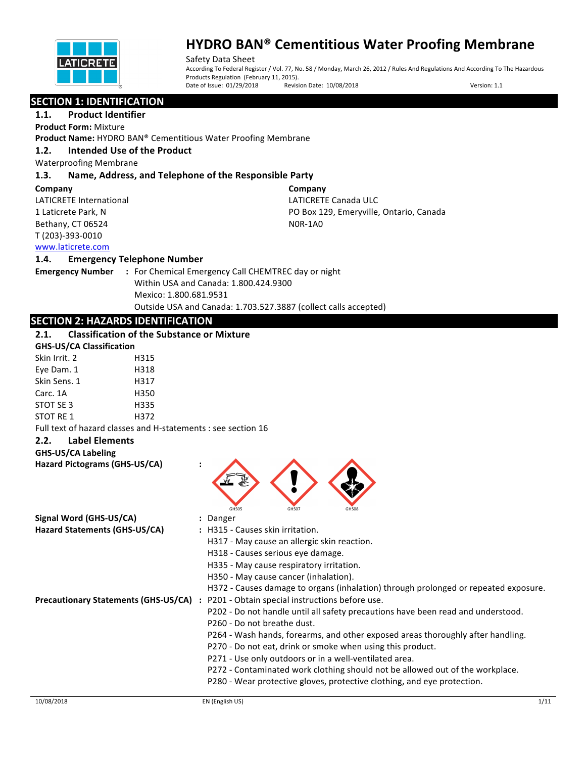# HYDRO BAN® Cementitious Water Proofing Membrane

Safety Data Sheet

According To Federal Register / Vol. 77, No. 58 / Monday, March 26, 2012 / Rules And Regulations And According To The Hazardous Products Regulation (February 11, 2015).

Date of Issue: 01/29/2018 Revision Date: 10/08/2018 Version: 1.1

## SECTION 1: IDENTIFICATION

### 1.1. Product Identifier

**Product Form:** Mixture

**Product Name:** HYDRO BAN® Cementitious Water Proofing Membrane

### 1.2. Intended Use of the Product

Waterproofing Membrane

### 1.3. Name, Address, and Telephone of the Responsible Party

**Company**
LATICRETE International
1 Laticrete Park, N
Bethany, CT 06524
T (203)-393-0010
www.laticrete.com

**Company**
LATICRETE Canada ULC
PO Box 129, Emeryville, Ontario, Canada
N0R-1A0

### 1.4. Emergency Telephone Number

**Emergency Number** : For Chemical Emergency Call CHEMTREC day or night
Within USA and Canada: 1.800.424.9300
Mexico: 1.800.681.9531
Outside USA and Canada: 1.703.527.3887 (collect calls accepted)

## SECTION 2: HAZARDS IDENTIFICATION

### 2.1. Classification of the Substance or Mixture

**GHS-US/CA Classification**

| | |
|---|---|
| Skin Irrit. 2 | H315 |
| Eye Dam. 1 | H318 |
| Skin Sens. 1 | H317 |
| Carc. 1A | H350 |
| STOT SE 3 | H335 |
| STOT RE 1 | H372 |

Full text of hazard classes and H-statements : see section 16

### 2.2. Label Elements

**GHS-US/CA Labeling**

**Hazard Pictograms (GHS-US/CA)** :

GHS05 GHS07 GHS08

**Signal Word (GHS-US/CA)** : Danger

**Hazard Statements (GHS-US/CA)** : H315 - Causes skin irritation.
H317 - May cause an allergic skin reaction.
H318 - Causes serious eye damage.
H335 - May cause respiratory irritation.
H350 - May cause cancer (inhalation).
H372 - Causes damage to organs (inhalation) through prolonged or repeated exposure.

**Precautionary Statements (GHS-US/CA)** : P201 - Obtain special instructions before use.
P202 - Do not handle until all safety precautions have been read and understood.
P260 - Do not breathe dust.
P264 - Wash hands, forearms, and other exposed areas thoroughly after handling.
P270 - Do not eat, drink or smoke when using this product.
P271 - Use only outdoors or in a well-ventilated area.
P272 - Contaminated work clothing should not be allowed out of the workplace.
P280 - Wear protective gloves, protective clothing, and eye protection.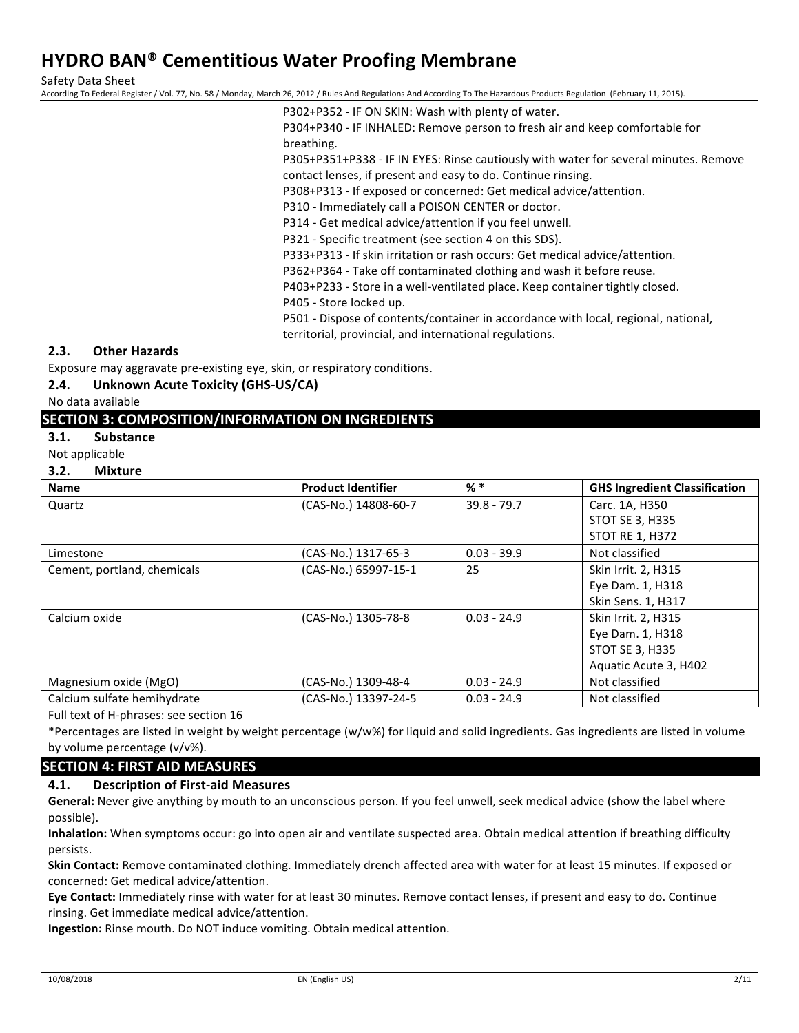P302+P352 - IF ON SKIN: Wash with plenty of water.
P304+P340 - IF INHALED: Remove person to fresh air and keep comfortable for breathing.
P305+P351+P338 - IF IN EYES: Rinse cautiously with water for several minutes. Remove contact lenses, if present and easy to do. Continue rinsing.
P308+P313 - If exposed or concerned: Get medical advice/attention.
P310 - Immediately call a POISON CENTER or doctor.
P314 - Get medical advice/attention if you feel unwell.
P321 - Specific treatment (see section 4 on this SDS).
P333+P313 - If skin irritation or rash occurs: Get medical advice/attention.
P362+P364 - Take off contaminated clothing and wash it before reuse.
P403+P233 - Store in a well-ventilated place. Keep container tightly closed.
P405 - Store locked up.
P501 - Dispose of contents/container in accordance with local, regional, national, territorial, provincial, and international regulations.

### 2.3. Other Hazards

Exposure may aggravate pre-existing eye, skin, or respiratory conditions.

### 2.4. Unknown Acute Toxicity (GHS-US/CA)

No data available

## SECTION 3: COMPOSITION/INFORMATION ON INGREDIENTS

### 3.1. Substance

Not applicable

### 3.2. Mixture

| Name | Product Identifier | % * | GHS Ingredient Classification |
|---|---|---|---|
| Quartz | (CAS-No.) 14808-60-7 | 39.8 - 79.7 | Carc. 1A, H350<br>STOT SE 3, H335<br>STOT RE 1, H372 |
| Limestone | (CAS-No.) 1317-65-3 | 0.03 - 39.9 | Not classified |
| Cement, portland, chemicals | (CAS-No.) 65997-15-1 | 25 | Skin Irrit. 2, H315<br>Eye Dam. 1, H318<br>Skin Sens. 1, H317 |
| Calcium oxide | (CAS-No.) 1305-78-8 | 0.03 - 24.9 | Skin Irrit. 2, H315<br>Eye Dam. 1, H318<br>STOT SE 3, H335<br>Aquatic Acute 3, H402 |
| Magnesium oxide (MgO) | (CAS-No.) 1309-48-4 | 0.03 - 24.9 | Not classified |
| Calcium sulfate hemihydrate | (CAS-No.) 13397-24-5 | 0.03 - 24.9 | Not classified |

Full text of H-phrases: see section 16

*Percentages are listed in weight by weight percentage (w/w%) for liquid and solid ingredients. Gas ingredients are listed in volume by volume percentage (v/v%).

## SECTION 4: FIRST AID MEASURES

### 4.1. Description of First-aid Measures

**General:** Never give anything by mouth to an unconscious person. If you feel unwell, seek medical advice (show the label where possible).

**Inhalation:** When symptoms occur: go into open air and ventilate suspected area. Obtain medical attention if breathing difficulty persists.

**Skin Contact:** Remove contaminated clothing. Immediately drench affected area with water for at least 15 minutes. If exposed or concerned: Get medical advice/attention.

**Eye Contact:** Immediately rinse with water for at least 30 minutes. Remove contact lenses, if present and easy to do. Continue rinsing. Get immediate medical advice/attention.

**Ingestion:** Rinse mouth. Do NOT induce vomiting. Obtain medical attention.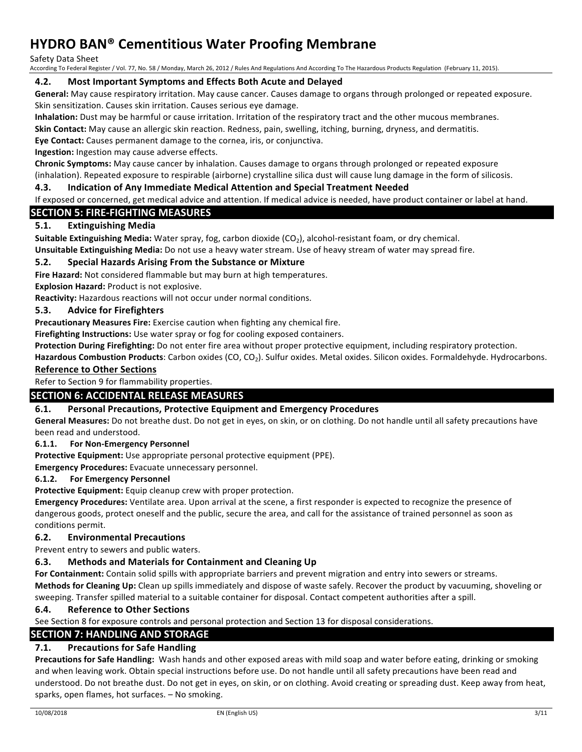### 4.2. Most Important Symptoms and Effects Both Acute and Delayed

**General:** May cause respiratory irritation. May cause cancer. Causes damage to organs through prolonged or repeated exposure. Skin sensitization. Causes skin irritation. Causes serious eye damage.

**Inhalation:** Dust may be harmful or cause irritation. Irritation of the respiratory tract and the other mucous membranes.

**Skin Contact:** May cause an allergic skin reaction. Redness, pain, swelling, itching, burning, dryness, and dermatitis.

**Eye Contact:** Causes permanent damage to the cornea, iris, or conjunctiva.

**Ingestion:** Ingestion may cause adverse effects.

**Chronic Symptoms:** May cause cancer by inhalation. Causes damage to organs through prolonged or repeated exposure (inhalation). Repeated exposure to respirable (airborne) crystalline silica dust will cause lung damage in the form of silicosis.

### 4.3. Indication of Any Immediate Medical Attention and Special Treatment Needed

If exposed or concerned, get medical advice and attention. If medical advice is needed, have product container or label at hand.

## SECTION 5: FIRE-FIGHTING MEASURES

### 5.1. Extinguishing Media

**Suitable Extinguishing Media:** Water spray, fog, carbon dioxide ($CO_2$), alcohol-resistant foam, or dry chemical.

**Unsuitable Extinguishing Media:** Do not use a heavy water stream. Use of heavy stream of water may spread fire.

### 5.2. Special Hazards Arising From the Substance or Mixture

**Fire Hazard:** Not considered flammable but may burn at high temperatures.

**Explosion Hazard:** Product is not explosive.

**Reactivity:** Hazardous reactions will not occur under normal conditions.

### 5.3. Advice for Firefighters

**Precautionary Measures Fire:** Exercise caution when fighting any chemical fire.

**Firefighting Instructions:** Use water spray or fog for cooling exposed containers.

**Protection During Firefighting:** Do not enter fire area without proper protective equipment, including respiratory protection.

**Hazardous Combustion Products**: Carbon oxides (CO, $CO_2$). Sulfur oxides. Metal oxides. Silicon oxides. Formaldehyde. Hydrocarbons.

**Reference to Other Sections**

Refer to Section 9 for flammability properties.

## SECTION 6: ACCIDENTAL RELEASE MEASURES

### 6.1. Personal Precautions, Protective Equipment and Emergency Procedures

**General Measures:** Do not breathe dust. Do not get in eyes, on skin, or on clothing. Do not handle until all safety precautions have been read and understood.

#### 6.1.1. For Non-Emergency Personnel

**Protective Equipment:** Use appropriate personal protective equipment (PPE).

**Emergency Procedures:** Evacuate unnecessary personnel.

#### 6.1.2. For Emergency Personnel

**Protective Equipment:** Equip cleanup crew with proper protection.

**Emergency Procedures:** Ventilate area. Upon arrival at the scene, a first responder is expected to recognize the presence of dangerous goods, protect oneself and the public, secure the area, and call for the assistance of trained personnel as soon as conditions permit.

### 6.2. Environmental Precautions

Prevent entry to sewers and public waters.

### 6.3. Methods and Materials for Containment and Cleaning Up

**For Containment:** Contain solid spills with appropriate barriers and prevent migration and entry into sewers or streams.

**Methods for Cleaning Up:** Clean up spills immediately and dispose of waste safely. Recover the product by vacuuming, shoveling or sweeping. Transfer spilled material to a suitable container for disposal. Contact competent authorities after a spill.

### 6.4. Reference to Other Sections

See Section 8 for exposure controls and personal protection and Section 13 for disposal considerations.

## SECTION 7: HANDLING AND STORAGE

### 7.1. Precautions for Safe Handling

**Precautions for Safe Handling:** Wash hands and other exposed areas with mild soap and water before eating, drinking or smoking and when leaving work. Obtain special instructions before use. Do not handle until all safety precautions have been read and understood. Do not breathe dust. Do not get in eyes, on skin, or on clothing. Avoid creating or spreading dust. Keep away from heat, sparks, open flames, hot surfaces. – No smoking.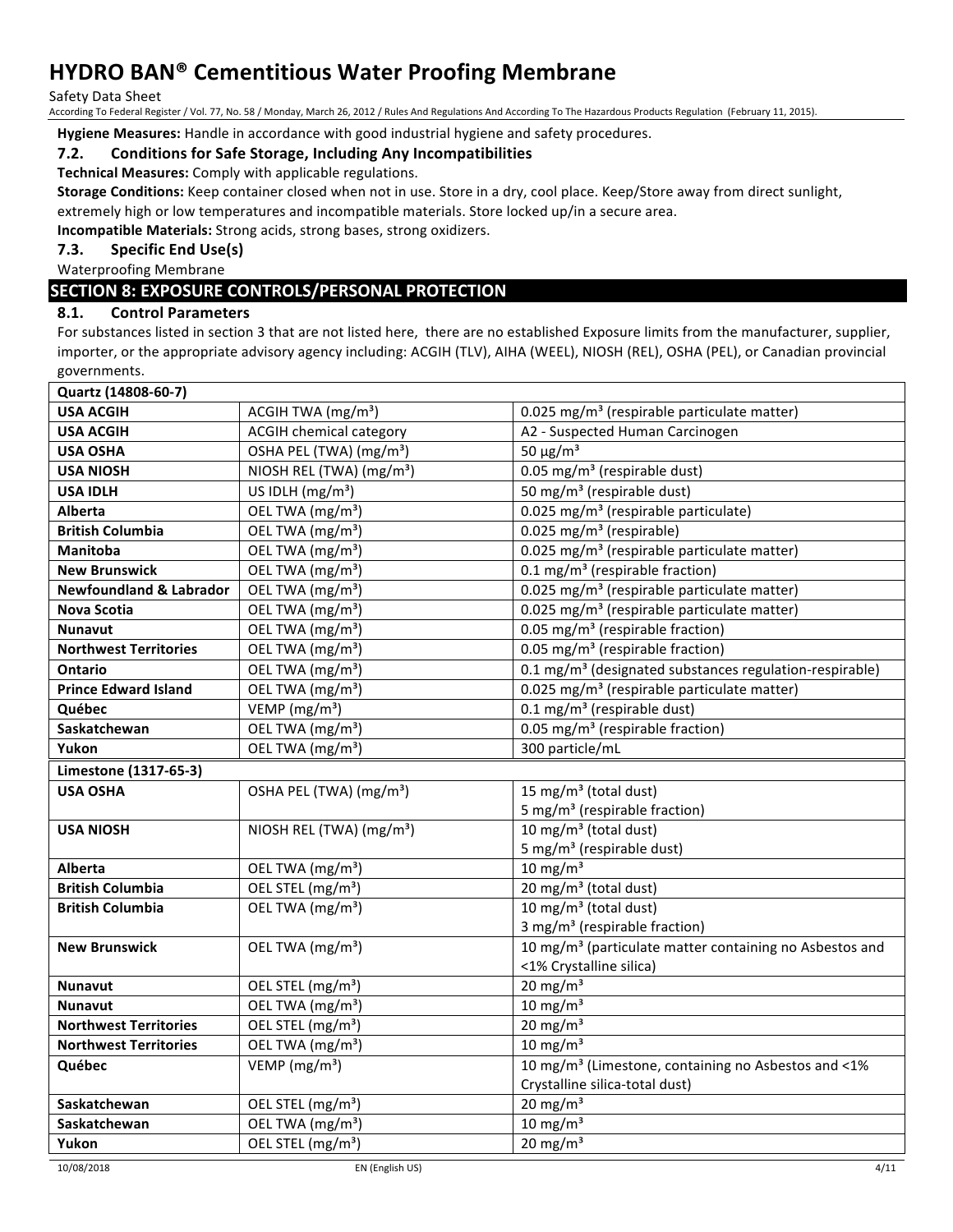**Hygiene Measures:** Handle in accordance with good industrial hygiene and safety procedures.

### 7.2. Conditions for Safe Storage, Including Any Incompatibilities

**Technical Measures:** Comply with applicable regulations.

**Storage Conditions:** Keep container closed when not in use. Store in a dry, cool place. Keep/Store away from direct sunlight, extremely high or low temperatures and incompatible materials. Store locked up/in a secure area.

**Incompatible Materials:** Strong acids, strong bases, strong oxidizers.

### 7.3. Specific End Use(s)

Waterproofing Membrane

## SECTION 8: EXPOSURE CONTROLS/PERSONAL PROTECTION

### 8.1. Control Parameters

For substances listed in section 3 that are not listed here, there are no established Exposure limits from the manufacturer, supplier, importer, or the appropriate advisory agency including: ACGIH (TLV), AIHA (WEEL), NIOSH (REL), OSHA (PEL), or Canadian provincial governments.

| **Quartz (14808-60-7)** | | |
|---|---|---|
| **USA ACGIH** | ACGIH TWA (mg/m³) | 0.025 mg/m³ (respirable particulate matter) |
| **USA ACGIH** | ACGIH chemical category | A2 - Suspected Human Carcinogen |
| **USA OSHA** | OSHA PEL (TWA) (mg/m³) | 50 µg/m³ |
| **USA NIOSH** | NIOSH REL (TWA) (mg/m³) | 0.05 mg/m³ (respirable dust) |
| **USA IDLH** | US IDLH (mg/m³) | 50 mg/m³ (respirable dust) |
| **Alberta** | OEL TWA (mg/m³) | 0.025 mg/m³ (respirable particulate) |
| **British Columbia** | OEL TWA (mg/m³) | 0.025 mg/m³ (respirable) |
| **Manitoba** | OEL TWA (mg/m³) | 0.025 mg/m³ (respirable particulate matter) |
| **New Brunswick** | OEL TWA (mg/m³) | 0.1 mg/m³ (respirable fraction) |
| **Newfoundland & Labrador** | OEL TWA (mg/m³) | 0.025 mg/m³ (respirable particulate matter) |
| **Nova Scotia** | OEL TWA (mg/m³) | 0.025 mg/m³ (respirable particulate matter) |
| **Nunavut** | OEL TWA (mg/m³) | 0.05 mg/m³ (respirable fraction) |
| **Northwest Territories** | OEL TWA (mg/m³) | 0.05 mg/m³ (respirable fraction) |
| **Ontario** | OEL TWA (mg/m³) | 0.1 mg/m³ (designated substances regulation-respirable) |
| **Prince Edward Island** | OEL TWA (mg/m³) | 0.025 mg/m³ (respirable particulate matter) |
| **Québec** | VEMP (mg/m³) | 0.1 mg/m³ (respirable dust) |
| **Saskatchewan** | OEL TWA (mg/m³) | 0.05 mg/m³ (respirable fraction) |
| **Yukon** | OEL TWA (mg/m³) | 300 particle/mL |
| **Limestone (1317-65-3)** | | |
| **USA OSHA** | OSHA PEL (TWA) (mg/m³) | 15 mg/m³ (total dust)<br>5 mg/m³ (respirable fraction) |
| **USA NIOSH** | NIOSH REL (TWA) (mg/m³) | 10 mg/m³ (total dust)<br>5 mg/m³ (respirable dust) |
| **Alberta** | OEL TWA (mg/m³) | 10 mg/m³ |
| **British Columbia** | OEL STEL (mg/m³) | 20 mg/m³ (total dust) |
| **British Columbia** | OEL TWA (mg/m³) | 10 mg/m³ (total dust)<br>3 mg/m³ (respirable fraction) |
| **New Brunswick** | OEL TWA (mg/m³) | 10 mg/m³ (particulate matter containing no Asbestos and <1% Crystalline silica) |
| **Nunavut** | OEL STEL (mg/m³) | 20 mg/m³ |
| **Nunavut** | OEL TWA (mg/m³) | 10 mg/m³ |
| **Northwest Territories** | OEL STEL (mg/m³) | 20 mg/m³ |
| **Northwest Territories** | OEL TWA (mg/m³) | 10 mg/m³ |
| **Québec** | VEMP (mg/m³) | 10 mg/m³ (Limestone, containing no Asbestos and <1% Crystalline silica-total dust) |
| **Saskatchewan** | OEL STEL (mg/m³) | 20 mg/m³ |
| **Saskatchewan** | OEL TWA (mg/m³) | 10 mg/m³ |
| **Yukon** | OEL STEL (mg/m³) | 20 mg/m³ |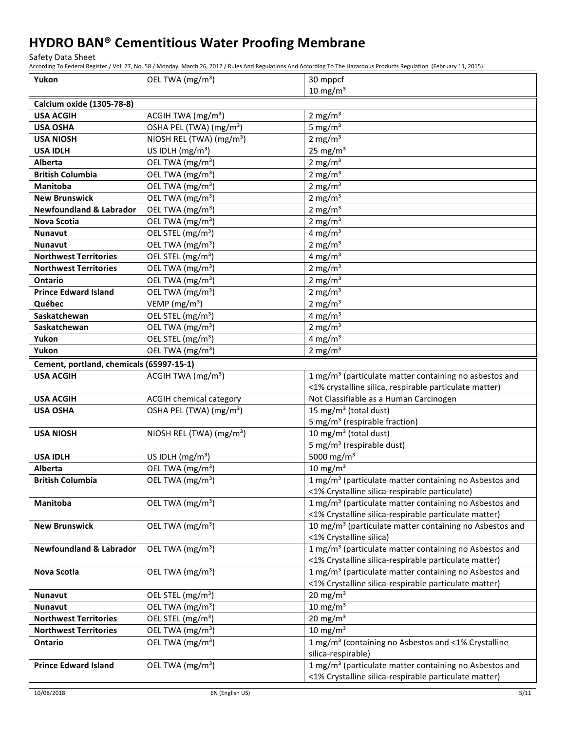| | | |
|---|---|---|
| **Yukon** | OEL TWA (mg/m³) | 30 mppcf<br>10 mg/m³ |
| **Calcium oxide (1305-78-8)** | | |
| **USA ACGIH** | ACGIH TWA (mg/m³) | 2 mg/m³ |
| **USA OSHA** | OSHA PEL (TWA) (mg/m³) | 5 mg/m³ |
| **USA NIOSH** | NIOSH REL (TWA) (mg/m³) | 2 mg/m³ |
| **USA IDLH** | US IDLH (mg/m³) | 25 mg/m³ |
| **Alberta** | OEL TWA (mg/m³) | 2 mg/m³ |
| **British Columbia** | OEL TWA (mg/m³) | 2 mg/m³ |
| **Manitoba** | OEL TWA (mg/m³) | 2 mg/m³ |
| **New Brunswick** | OEL TWA (mg/m³) | 2 mg/m³ |
| **Newfoundland & Labrador** | OEL TWA (mg/m³) | 2 mg/m³ |
| **Nova Scotia** | OEL TWA (mg/m³) | 2 mg/m³ |
| **Nunavut** | OEL STEL (mg/m³) | 4 mg/m³ |
| **Nunavut** | OEL TWA (mg/m³) | 2 mg/m³ |
| **Northwest Territories** | OEL STEL (mg/m³) | 4 mg/m³ |
| **Northwest Territories** | OEL TWA (mg/m³) | 2 mg/m³ |
| **Ontario** | OEL TWA (mg/m³) | 2 mg/m³ |
| **Prince Edward Island** | OEL TWA (mg/m³) | 2 mg/m³ |
| **Québec** | VEMP (mg/m³) | 2 mg/m³ |
| **Saskatchewan** | OEL STEL (mg/m³) | 4 mg/m³ |
| **Saskatchewan** | OEL TWA (mg/m³) | 2 mg/m³ |
| **Yukon** | OEL STEL (mg/m³) | 4 mg/m³ |
| **Yukon** | OEL TWA (mg/m³) | 2 mg/m³ |
| **Cement, portland, chemicals (65997-15-1)** | | |
| **USA ACGIH** | ACGIH TWA (mg/m³) | 1 mg/m³ (particulate matter containing no asbestos and <1% crystalline silica, respirable particulate matter) |
| **USA ACGIH** | ACGIH chemical category | Not Classifiable as a Human Carcinogen |
| **USA OSHA** | OSHA PEL (TWA) (mg/m³) | 15 mg/m³ (total dust)<br>5 mg/m³ (respirable fraction) |
| **USA NIOSH** | NIOSH REL (TWA) (mg/m³) | 10 mg/m³ (total dust)<br>5 mg/m³ (respirable dust) |
| **USA IDLH** | US IDLH (mg/m³) | 5000 mg/m³ |
| **Alberta** | OEL TWA (mg/m³) | 10 mg/m³ |
| **British Columbia** | OEL TWA (mg/m³) | 1 mg/m³ (particulate matter containing no Asbestos and <1% Crystalline silica-respirable particulate) |
| **Manitoba** | OEL TWA (mg/m³) | 1 mg/m³ (particulate matter containing no Asbestos and <1% Crystalline silica-respirable particulate matter) |
| **New Brunswick** | OEL TWA (mg/m³) | 10 mg/m³ (particulate matter containing no Asbestos and <1% Crystalline silica) |
| **Newfoundland & Labrador** | OEL TWA (mg/m³) | 1 mg/m³ (particulate matter containing no Asbestos and <1% Crystalline silica-respirable particulate matter) |
| **Nova Scotia** | OEL TWA (mg/m³) | 1 mg/m³ (particulate matter containing no Asbestos and <1% Crystalline silica-respirable particulate matter) |
| **Nunavut** | OEL STEL (mg/m³) | 20 mg/m³ |
| **Nunavut** | OEL TWA (mg/m³) | 10 mg/m³ |
| **Northwest Territories** | OEL STEL (mg/m³) | 20 mg/m³ |
| **Northwest Territories** | OEL TWA (mg/m³) | 10 mg/m³ |
| **Ontario** | OEL TWA (mg/m³) | 1 mg/m³ (containing no Asbestos and <1% Crystalline silica-respirable) |
| **Prince Edward Island** | OEL TWA (mg/m³) | 1 mg/m³ (particulate matter containing no Asbestos and <1% Crystalline silica-respirable particulate matter) |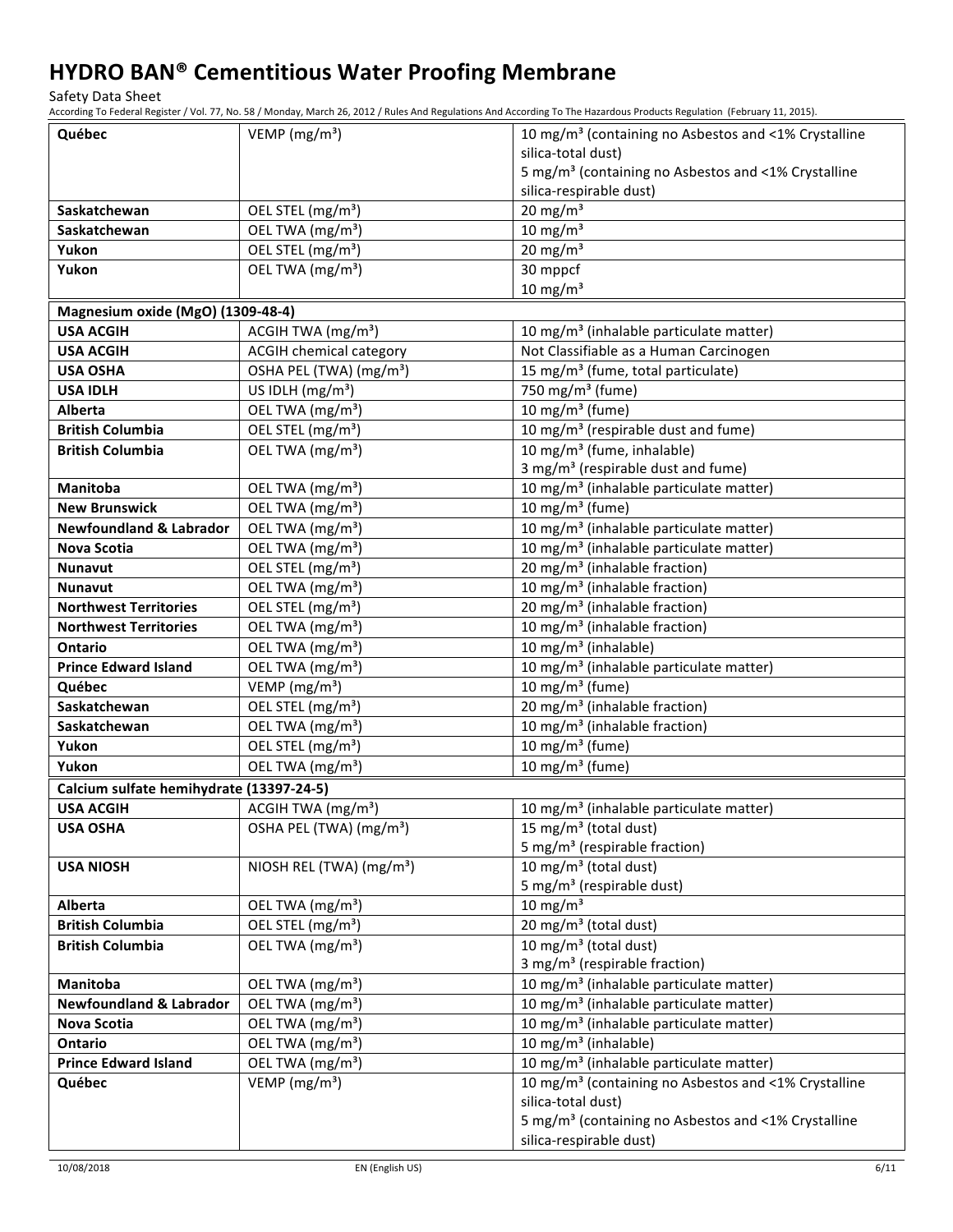| Québec | VEMP (mg/m³) | 10 mg/m³ (containing no Asbestos and <1% Crystalline silica-total dust)<br>5 mg/m³ (containing no Asbestos and <1% Crystalline silica-respirable dust) |
|---|---|---|
| **Saskatchewan** | OEL STEL (mg/m³) | 20 mg/m³ |
| **Saskatchewan** | OEL TWA (mg/m³) | 10 mg/m³ |
| **Yukon** | OEL STEL (mg/m³) | 20 mg/m³ |
| **Yukon** | OEL TWA (mg/m³) | 30 mppcf<br>10 mg/m³ |
| **Magnesium oxide (MgO) (1309-48-4)** | | |
| **USA ACGIH** | ACGIH TWA (mg/m³) | 10 mg/m³ (inhalable particulate matter) |
| **USA ACGIH** | ACGIH chemical category | Not Classifiable as a Human Carcinogen |
| **USA OSHA** | OSHA PEL (TWA) (mg/m³) | 15 mg/m³ (fume, total particulate) |
| **USA IDLH** | US IDLH (mg/m³) | 750 mg/m³ (fume) |
| **Alberta** | OEL TWA (mg/m³) | 10 mg/m³ (fume) |
| **British Columbia** | OEL STEL (mg/m³) | 10 mg/m³ (respirable dust and fume) |
| **British Columbia** | OEL TWA (mg/m³) | 10 mg/m³ (fume, inhalable)<br>3 mg/m³ (respirable dust and fume) |
| **Manitoba** | OEL TWA (mg/m³) | 10 mg/m³ (inhalable particulate matter) |
| **New Brunswick** | OEL TWA (mg/m³) | 10 mg/m³ (fume) |
| **Newfoundland & Labrador** | OEL TWA (mg/m³) | 10 mg/m³ (inhalable particulate matter) |
| **Nova Scotia** | OEL TWA (mg/m³) | 10 mg/m³ (inhalable particulate matter) |
| **Nunavut** | OEL STEL (mg/m³) | 20 mg/m³ (inhalable fraction) |
| **Nunavut** | OEL TWA (mg/m³) | 10 mg/m³ (inhalable fraction) |
| **Northwest Territories** | OEL STEL (mg/m³) | 20 mg/m³ (inhalable fraction) |
| **Northwest Territories** | OEL TWA (mg/m³) | 10 mg/m³ (inhalable fraction) |
| **Ontario** | OEL TWA (mg/m³) | 10 mg/m³ (inhalable) |
| **Prince Edward Island** | OEL TWA (mg/m³) | 10 mg/m³ (inhalable particulate matter) |
| **Québec** | VEMP (mg/m³) | 10 mg/m³ (fume) |
| **Saskatchewan** | OEL STEL (mg/m³) | 20 mg/m³ (inhalable fraction) |
| **Saskatchewan** | OEL TWA (mg/m³) | 10 mg/m³ (inhalable fraction) |
| **Yukon** | OEL STEL (mg/m³) | 10 mg/m³ (fume) |
| **Yukon** | OEL TWA (mg/m³) | 10 mg/m³ (fume) |
| **Calcium sulfate hemihydrate (13397-24-5)** | | |
| **USA ACGIH** | ACGIH TWA (mg/m³) | 10 mg/m³ (inhalable particulate matter) |
| **USA OSHA** | OSHA PEL (TWA) (mg/m³) | 15 mg/m³ (total dust)<br>5 mg/m³ (respirable fraction) |
| **USA NIOSH** | NIOSH REL (TWA) (mg/m³) | 10 mg/m³ (total dust)<br>5 mg/m³ (respirable dust) |
| **Alberta** | OEL TWA (mg/m³) | 10 mg/m³ |
| **British Columbia** | OEL STEL (mg/m³) | 20 mg/m³ (total dust) |
| **British Columbia** | OEL TWA (mg/m³) | 10 mg/m³ (total dust)<br>3 mg/m³ (respirable fraction) |
| **Manitoba** | OEL TWA (mg/m³) | 10 mg/m³ (inhalable particulate matter) |
| **Newfoundland & Labrador** | OEL TWA (mg/m³) | 10 mg/m³ (inhalable particulate matter) |
| **Nova Scotia** | OEL TWA (mg/m³) | 10 mg/m³ (inhalable particulate matter) |
| **Ontario** | OEL TWA (mg/m³) | 10 mg/m³ (inhalable) |
| **Prince Edward Island** | OEL TWA (mg/m³) | 10 mg/m³ (inhalable particulate matter) |
| **Québec** | VEMP (mg/m³) | 10 mg/m³ (containing no Asbestos and <1% Crystalline silica-total dust)<br>5 mg/m³ (containing no Asbestos and <1% Crystalline silica-respirable dust) |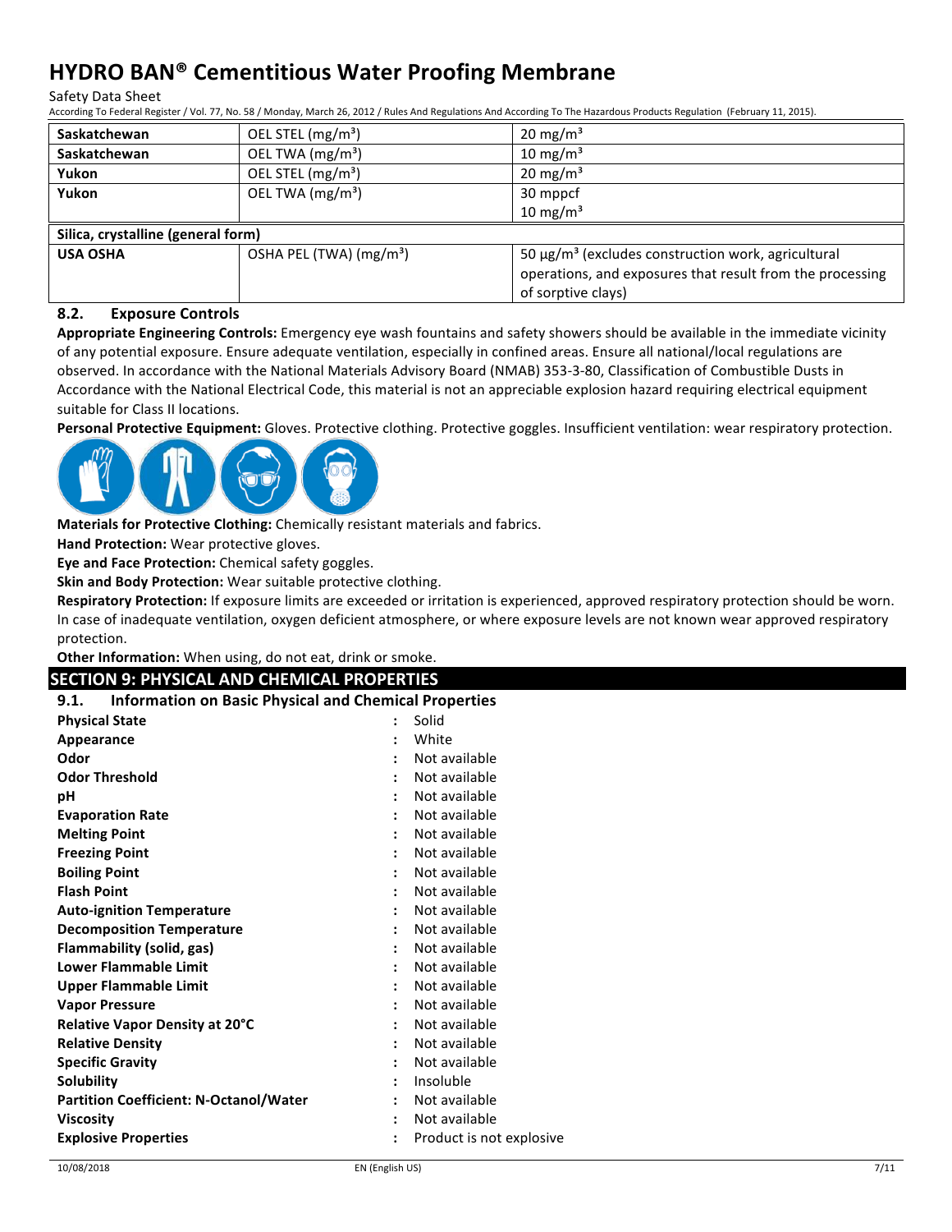| Saskatchewan | OEL STEL (mg/m³) | 20 mg/m³ |
|---|---|---|
| Saskatchewan | OEL TWA (mg/m³) | 10 mg/m³ |
| Yukon | OEL STEL (mg/m³) | 20 mg/m³ |
| Yukon | OEL TWA (mg/m³) | 30 mppcf<br>10 mg/m³ |
| **Silica, crystalline (general form)** | | |
| USA OSHA | OSHA PEL (TWA) (mg/m³) | 50 µg/m³ (excludes construction work, agricultural operations, and exposures that result from the processing of sorptive clays) |

### 8.2. Exposure Controls

**Appropriate Engineering Controls:** Emergency eye wash fountains and safety showers should be available in the immediate vicinity of any potential exposure. Ensure adequate ventilation, especially in confined areas. Ensure all national/local regulations are observed. In accordance with the National Materials Advisory Board (NMAB) 353-3-80, Classification of Combustible Dusts in Accordance with the National Electrical Code, this material is not an appreciable explosion hazard requiring electrical equipment suitable for Class II locations.

**Personal Protective Equipment:** Gloves. Protective clothing. Protective goggles. Insufficient ventilation: wear respiratory protection.

**Materials for Protective Clothing:** Chemically resistant materials and fabrics.

**Hand Protection:** Wear protective gloves.

**Eye and Face Protection:** Chemical safety goggles.

**Skin and Body Protection:** Wear suitable protective clothing.

**Respiratory Protection:** If exposure limits are exceeded or irritation is experienced, approved respiratory protection should be worn. In case of inadequate ventilation, oxygen deficient atmosphere, or where exposure levels are not known wear approved respiratory protection.

**Other Information:** When using, do not eat, drink or smoke.

## SECTION 9: PHYSICAL AND CHEMICAL PROPERTIES

### 9.1. Information on Basic Physical and Chemical Properties

| Property | | Value |
|---|---|---|
| **Physical State** | : | Solid |
| **Appearance** | : | White |
| **Odor** | : | Not available |
| **Odor Threshold** | : | Not available |
| **pH** | : | Not available |
| **Evaporation Rate** | : | Not available |
| **Melting Point** | : | Not available |
| **Freezing Point** | : | Not available |
| **Boiling Point** | : | Not available |
| **Flash Point** | : | Not available |
| **Auto-ignition Temperature** | : | Not available |
| **Decomposition Temperature** | : | Not available |
| **Flammability (solid, gas)** | : | Not available |
| **Lower Flammable Limit** | : | Not available |
| **Upper Flammable Limit** | : | Not available |
| **Vapor Pressure** | : | Not available |
| **Relative Vapor Density at 20°C** | : | Not available |
| **Relative Density** | : | Not available |
| **Specific Gravity** | : | Not available |
| **Solubility** | : | Insoluble |
| **Partition Coefficient: N-Octanol/Water** | : | Not available |
| **Viscosity** | : | Not available |
| **Explosive Properties** | : | Product is not explosive |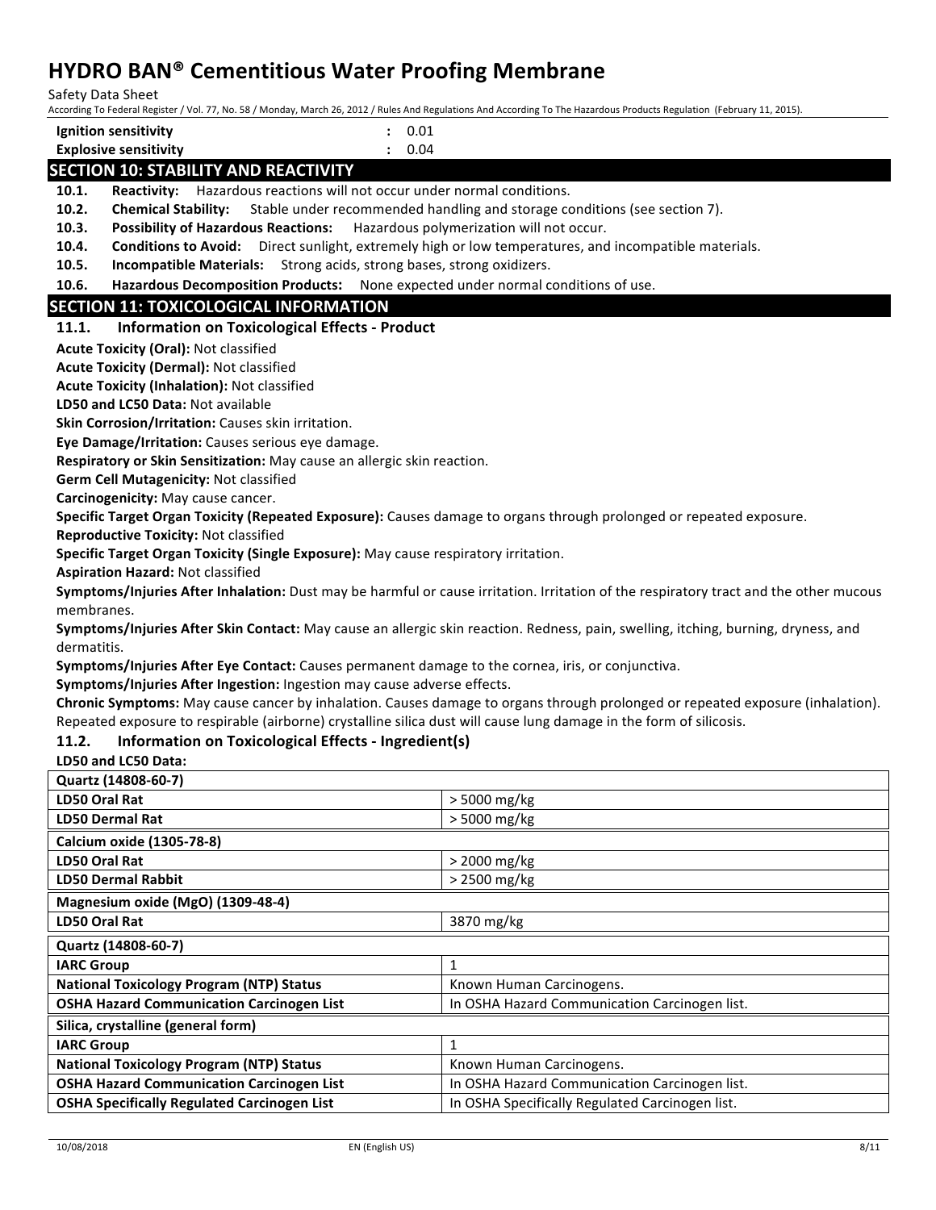| | |
|---|---|
| **Ignition sensitivity** | : 0.01 |
| **Explosive sensitivity** | : 0.04 |

## SECTION 10: STABILITY AND REACTIVITY

**10.1. Reactivity:** Hazardous reactions will not occur under normal conditions.

**10.2. Chemical Stability:** Stable under recommended handling and storage conditions (see section 7).

**10.3. Possibility of Hazardous Reactions:** Hazardous polymerization will not occur.

**10.4. Conditions to Avoid:** Direct sunlight, extremely high or low temperatures, and incompatible materials.

**10.5. Incompatible Materials:** Strong acids, strong bases, strong oxidizers.

**10.6. Hazardous Decomposition Products:** None expected under normal conditions of use.

## SECTION 11: TOXICOLOGICAL INFORMATION

### 11.1. Information on Toxicological Effects - Product

**Acute Toxicity (Oral):** Not classified

**Acute Toxicity (Dermal):** Not classified

**Acute Toxicity (Inhalation):** Not classified

**LD50 and LC50 Data:** Not available

**Skin Corrosion/Irritation:** Causes skin irritation.

**Eye Damage/Irritation:** Causes serious eye damage.

**Respiratory or Skin Sensitization:** May cause an allergic skin reaction.

**Germ Cell Mutagenicity:** Not classified

**Carcinogenicity:** May cause cancer.

**Specific Target Organ Toxicity (Repeated Exposure):** Causes damage to organs through prolonged or repeated exposure.

**Reproductive Toxicity:** Not classified

**Specific Target Organ Toxicity (Single Exposure):** May cause respiratory irritation.

**Aspiration Hazard:** Not classified

**Symptoms/Injuries After Inhalation:** Dust may be harmful or cause irritation. Irritation of the respiratory tract and the other mucous membranes.

**Symptoms/Injuries After Skin Contact:** May cause an allergic skin reaction. Redness, pain, swelling, itching, burning, dryness, and dermatitis.

**Symptoms/Injuries After Eye Contact:** Causes permanent damage to the cornea, iris, or conjunctiva.

**Symptoms/Injuries After Ingestion:** Ingestion may cause adverse effects.

**Chronic Symptoms:** May cause cancer by inhalation. Causes damage to organs through prolonged or repeated exposure (inhalation). Repeated exposure to respirable (airborne) crystalline silica dust will cause lung damage in the form of silicosis.

### 11.2. Information on Toxicological Effects - Ingredient(s)

**LD50 and LC50 Data:**

| **Quartz (14808-60-7)** | |
|---|---|
| **LD50 Oral Rat** | > 5000 mg/kg |
| **LD50 Dermal Rat** | > 5000 mg/kg |
| **Calcium oxide (1305-78-8)** | |
| **LD50 Oral Rat** | > 2000 mg/kg |
| **LD50 Dermal Rabbit** | > 2500 mg/kg |
| **Magnesium oxide (MgO) (1309-48-4)** | |
| **LD50 Oral Rat** | 3870 mg/kg |

| **Quartz (14808-60-7)** | |
|---|---|
| **IARC Group** | 1 |
| **National Toxicology Program (NTP) Status** | Known Human Carcinogens. |
| **OSHA Hazard Communication Carcinogen List** | In OSHA Hazard Communication Carcinogen list. |
| **Silica, crystalline (general form)** | |
| **IARC Group** | 1 |
| **National Toxicology Program (NTP) Status** | Known Human Carcinogens. |
| **OSHA Hazard Communication Carcinogen List** | In OSHA Hazard Communication Carcinogen list. |
| **OSHA Specifically Regulated Carcinogen List** | In OSHA Specifically Regulated Carcinogen list. |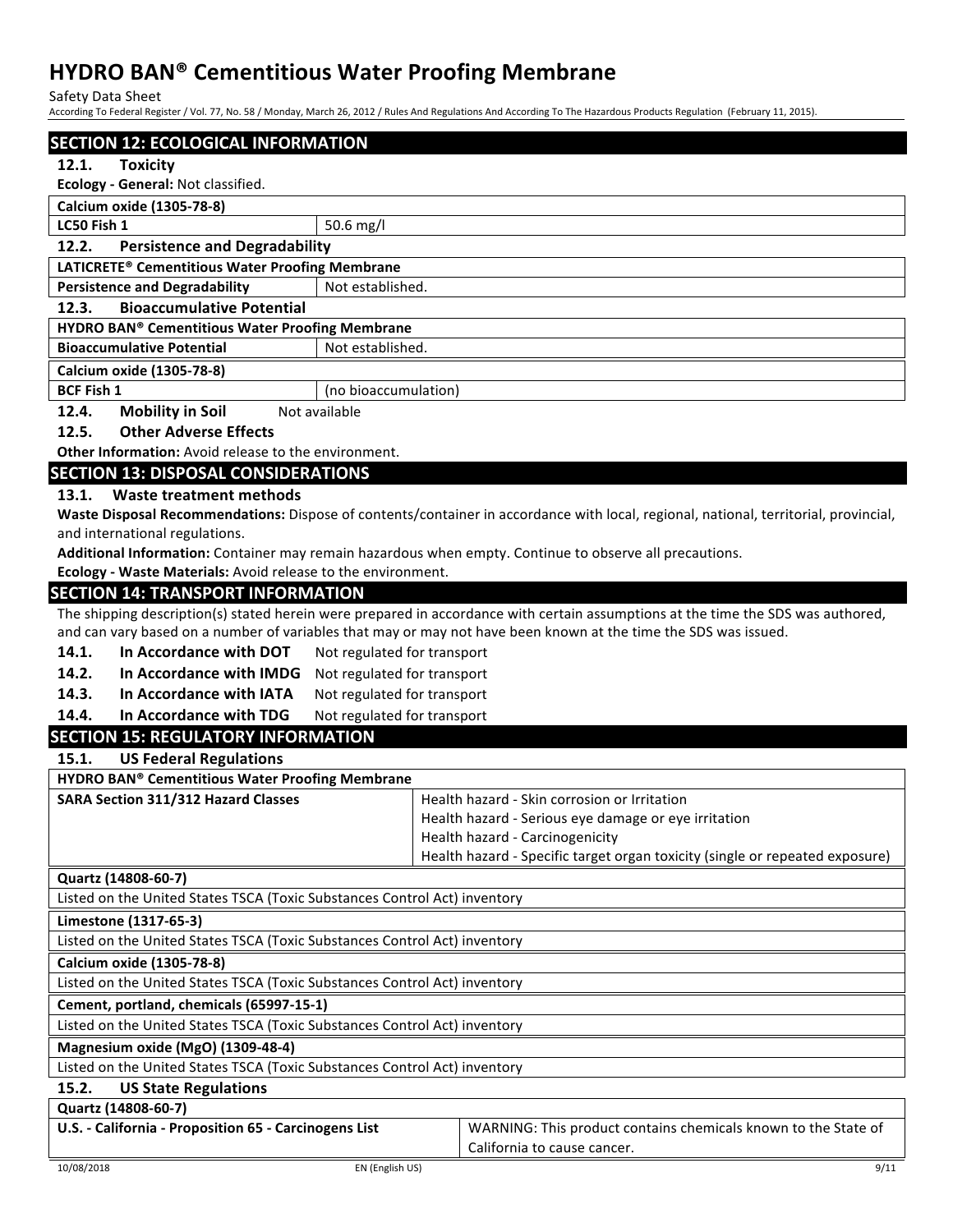## SECTION 12: ECOLOGICAL INFORMATION

### 12.1. Toxicity

**Ecology - General:** Not classified.

| Calcium oxide (1305-78-8) | |
|---|---|
| LC50 Fish 1 | 50.6 mg/l |

### 12.2. Persistence and Degradability

| LATICRETE® Cementitious Water Proofing Membrane | |
|---|---|
| Persistence and Degradability | Not established. |

### 12.3. Bioaccumulative Potential

| HYDRO BAN® Cementitious Water Proofing Membrane | |
|---|---|
| Bioaccumulative Potential | Not established. |

| Calcium oxide (1305-78-8) | |
|---|---|
| BCF Fish 1 | (no bioaccumulation) |

### 12.4. Mobility in Soil

Not available

### 12.5. Other Adverse Effects

**Other Information:** Avoid release to the environment.

## SECTION 13: DISPOSAL CONSIDERATIONS

### 13.1. Waste treatment methods

**Waste Disposal Recommendations:** Dispose of contents/container in accordance with local, regional, national, territorial, provincial, and international regulations.

**Additional Information:** Container may remain hazardous when empty. Continue to observe all precautions.

**Ecology - Waste Materials:** Avoid release to the environment.

## SECTION 14: TRANSPORT INFORMATION

The shipping description(s) stated herein were prepared in accordance with certain assumptions at the time the SDS was authored, and can vary based on a number of variables that may or may not have been known at the time the SDS was issued.

**14.1. In Accordance with DOT** Not regulated for transport

**14.2. In Accordance with IMDG** Not regulated for transport

**14.3. In Accordance with IATA** Not regulated for transport

**14.4. In Accordance with TDG** Not regulated for transport

## SECTION 15: REGULATORY INFORMATION

### 15.1. US Federal Regulations

| HYDRO BAN® Cementitious Water Proofing Membrane | |
|---|---|
| SARA Section 311/312 Hazard Classes | Health hazard - Skin corrosion or Irritation<br>Health hazard - Serious eye damage or eye irritation<br>Health hazard - Carcinogenicity<br>Health hazard - Specific target organ toxicity (single or repeated exposure) |

| Quartz (14808-60-7) |
|---|
| Listed on the United States TSCA (Toxic Substances Control Act) inventory |

| Limestone (1317-65-3) |
|---|
| Listed on the United States TSCA (Toxic Substances Control Act) inventory |

| Calcium oxide (1305-78-8) |
|---|
| Listed on the United States TSCA (Toxic Substances Control Act) inventory |

| Cement, portland, chemicals (65997-15-1) |
|---|
| Listed on the United States TSCA (Toxic Substances Control Act) inventory |

| Magnesium oxide (MgO) (1309-48-4) |
|---|
| Listed on the United States TSCA (Toxic Substances Control Act) inventory |

### 15.2. US State Regulations

| Quartz (14808-60-7) | |
|---|---|
| U.S. - California - Proposition 65 - Carcinogens List | WARNING: This product contains chemicals known to the State of California to cause cancer. |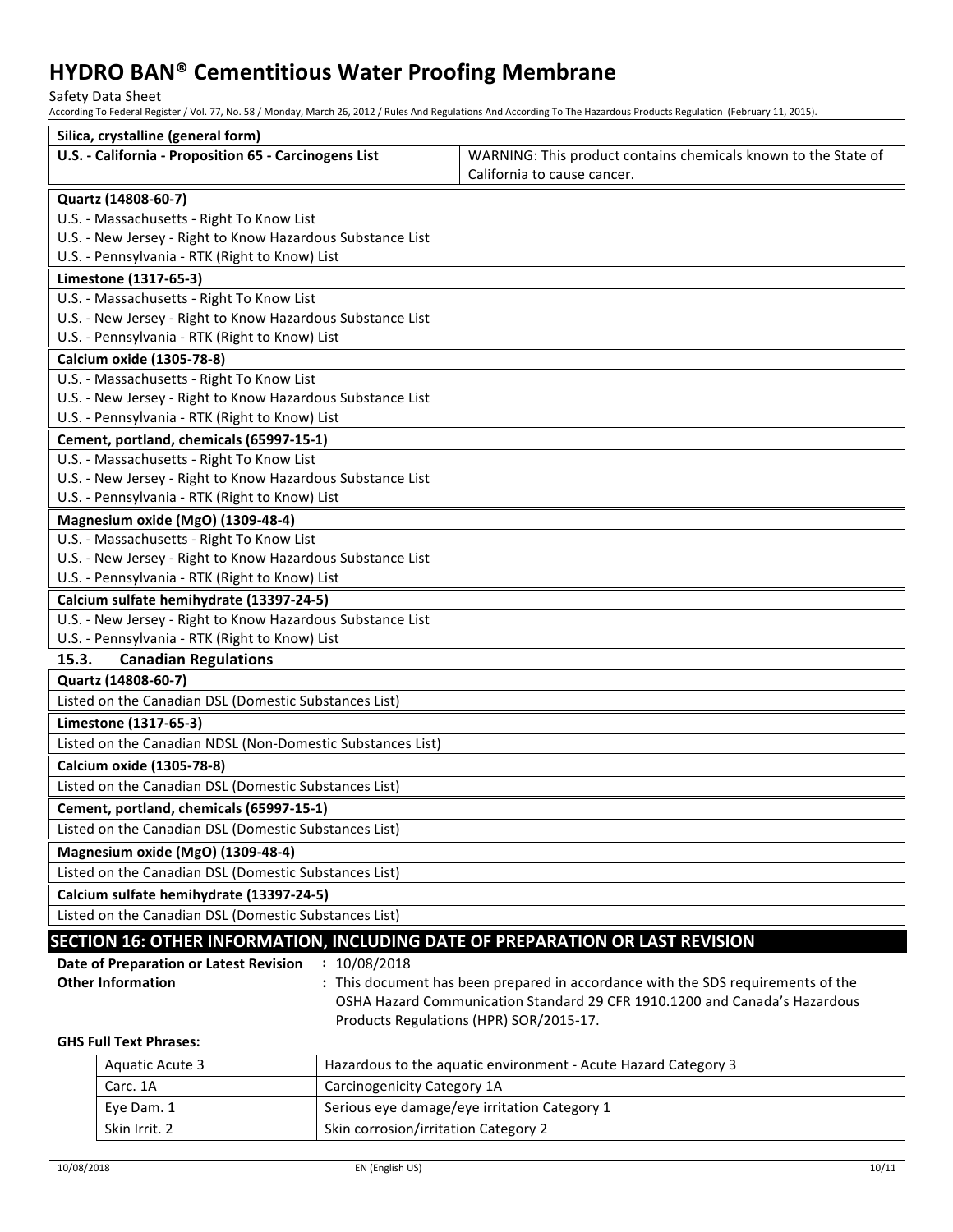| Silica, crystalline (general form) | |
|---|---|
| U.S. - California - Proposition 65 - Carcinogens List | WARNING: This product contains chemicals known to the State of California to cause cancer. |

| Quartz (14808-60-7) |
|---|
| U.S. - Massachusetts - Right To Know List |
| U.S. - New Jersey - Right to Know Hazardous Substance List |
| U.S. - Pennsylvania - RTK (Right to Know) List |

| Limestone (1317-65-3) |
|---|
| U.S. - Massachusetts - Right To Know List |
| U.S. - New Jersey - Right to Know Hazardous Substance List |
| U.S. - Pennsylvania - RTK (Right to Know) List |

| Calcium oxide (1305-78-8) |
|---|
| U.S. - Massachusetts - Right To Know List |
| U.S. - New Jersey - Right to Know Hazardous Substance List |
| U.S. - Pennsylvania - RTK (Right to Know) List |

| Cement, portland, chemicals (65997-15-1) |
|---|
| U.S. - Massachusetts - Right To Know List |
| U.S. - New Jersey - Right to Know Hazardous Substance List |
| U.S. - Pennsylvania - RTK (Right to Know) List |

| Magnesium oxide (MgO) (1309-48-4) |
|---|
| U.S. - Massachusetts - Right To Know List |
| U.S. - New Jersey - Right to Know Hazardous Substance List |
| U.S. - Pennsylvania - RTK (Right to Know) List |

| Calcium sulfate hemihydrate (13397-24-5) |
|---|
| U.S. - New Jersey - Right to Know Hazardous Substance List |
| U.S. - Pennsylvania - RTK (Right to Know) List |

### 15.3. Canadian Regulations

| Quartz (14808-60-7) |
|---|
| Listed on the Canadian DSL (Domestic Substances List) |

| Limestone (1317-65-3) |
|---|
| Listed on the Canadian NDSL (Non-Domestic Substances List) |

| Calcium oxide (1305-78-8) |
|---|
| Listed on the Canadian DSL (Domestic Substances List) |

| Cement, portland, chemicals (65997-15-1) |
|---|
| Listed on the Canadian DSL (Domestic Substances List) |

| Magnesium oxide (MgO) (1309-48-4) |
|---|
| Listed on the Canadian DSL (Domestic Substances List) |

| Calcium sulfate hemihydrate (13397-24-5) |
|---|
| Listed on the Canadian DSL (Domestic Substances List) |

## SECTION 16: OTHER INFORMATION, INCLUDING DATE OF PREPARATION OR LAST REVISION

**Date of Preparation or Latest Revision** : 10/08/2018

**Other Information** : This document has been prepared in accordance with the SDS requirements of the OSHA Hazard Communication Standard 29 CFR 1910.1200 and Canada's Hazardous Products Regulations (HPR) SOR/2015-17.

**GHS Full Text Phrases:**

| | |
|---|---|
| Aquatic Acute 3 | Hazardous to the aquatic environment - Acute Hazard Category 3 |
| Carc. 1A | Carcinogenicity Category 1A |
| Eye Dam. 1 | Serious eye damage/eye irritation Category 1 |
| Skin Irrit. 2 | Skin corrosion/irritation Category 2 |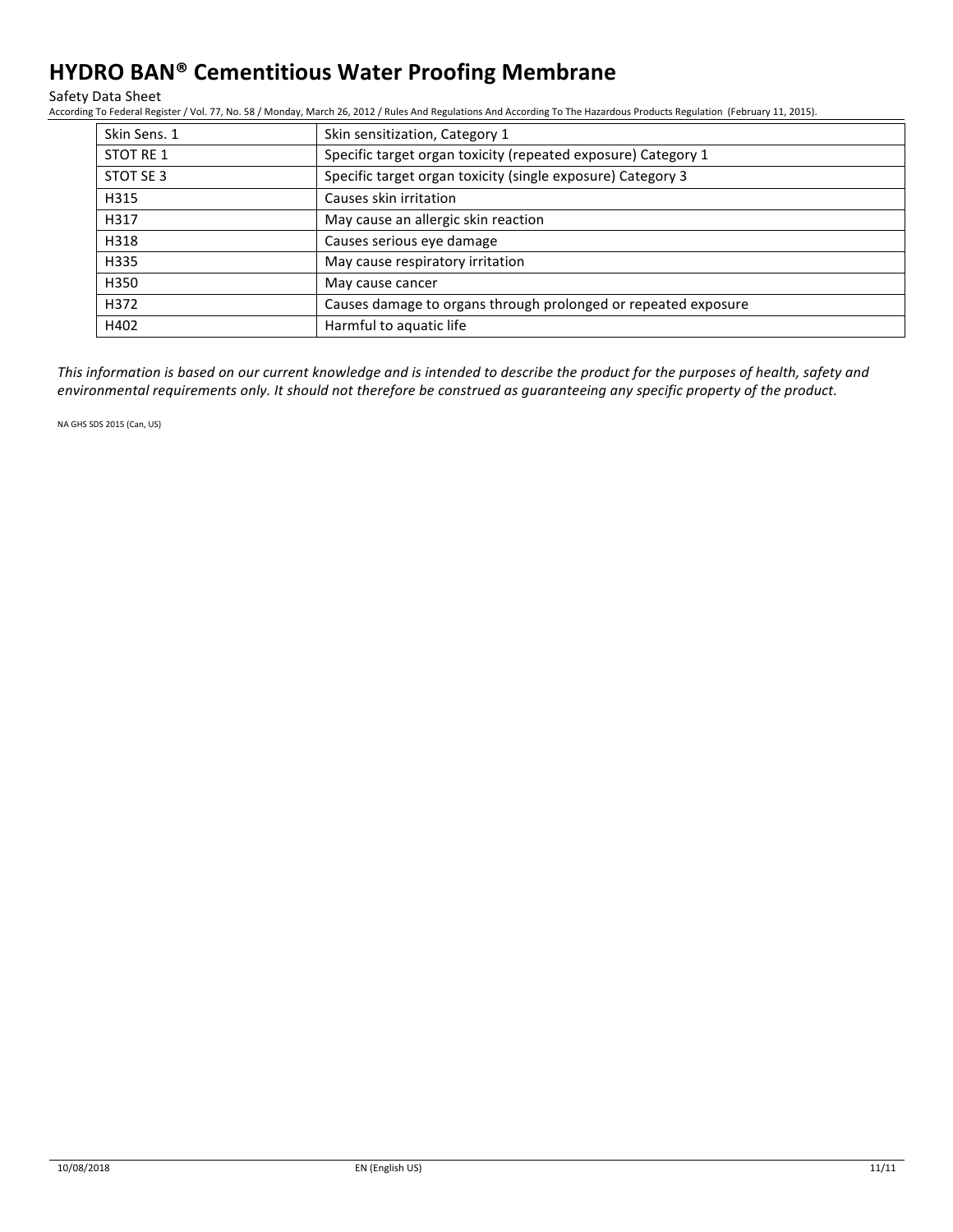| | |
|---|---|
| Skin Sens. 1 | Skin sensitization, Category 1 |
| STOT RE 1 | Specific target organ toxicity (repeated exposure) Category 1 |
| STOT SE 3 | Specific target organ toxicity (single exposure) Category 3 |
| H315 | Causes skin irritation |
| H317 | May cause an allergic skin reaction |
| H318 | Causes serious eye damage |
| H335 | May cause respiratory irritation |
| H350 | May cause cancer |
| H372 | Causes damage to organs through prolonged or repeated exposure |
| H402 | Harmful to aquatic life |

*This information is based on our current knowledge and is intended to describe the product for the purposes of health, safety and environmental requirements only. It should not therefore be construed as guaranteeing any specific property of the product.*

NA GHS SDS 2015 (Can, US)